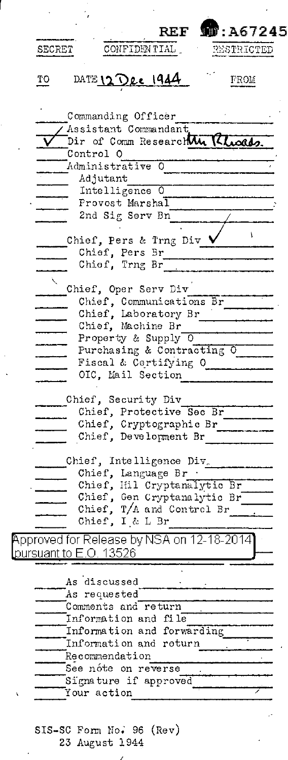REF ID:A67245

SECRET CONFIDENTIAL RESTRICTED

TO DATE 12 Dec 1944 FROM

- ____ Commanding Officer
- / Assistant Commandant
- ✓ Dir of Comm Research Mr Rhoads.
- ____ Control O
- ____ Administrative O
- ____ Adjutant
- ____ Intelligence O
- ____ Provost Marshal
- ____ 2nd Sig Serv Bn

- ____ Chief, Pers & Trng Div ✓
- ____ Chief, Pers Br
- ____ Chief, Trng Br

- ____ Chief, Oper Serv Div
- ____ Chief, Communications Br
- ____ Chief, Laboratory Br
- ____ Chief, Machine Br
- ____ Property & Supply O
- ____ Purchasing & Contracting O
- ____ Fiscal & Certifying O
- ____ OIC, Mail Section

- ____ Chief, Security Div
- ____ Chief, Protective Sec Br
- ____ Chief, Cryptographic Br
- ____ Chief, Development Br

- ____ Chief, Intelligence Div
- ____ Chief, Language Br
- ____ Chief, Mil Cryptanalytic Br
- ____ Chief, Gen Cryptanalytic Br
- ____ Chief, T/A and Control Br
- ____ Chief, I & L Br

Approved for Release by NSA on 12-18-2014 pursuant to E.O. 13526

- ____ As discussed
- ____ As requested
- ____ Comments and return
- ____ Information and file
- ____ Information and forwarding
- ____ Information and return
- ____ Recommendation
- ____ See note on reverse
- ____ Signature if approved
- ____ Your action

SIS-SC Form No. 96 (Rev)
23 August 1944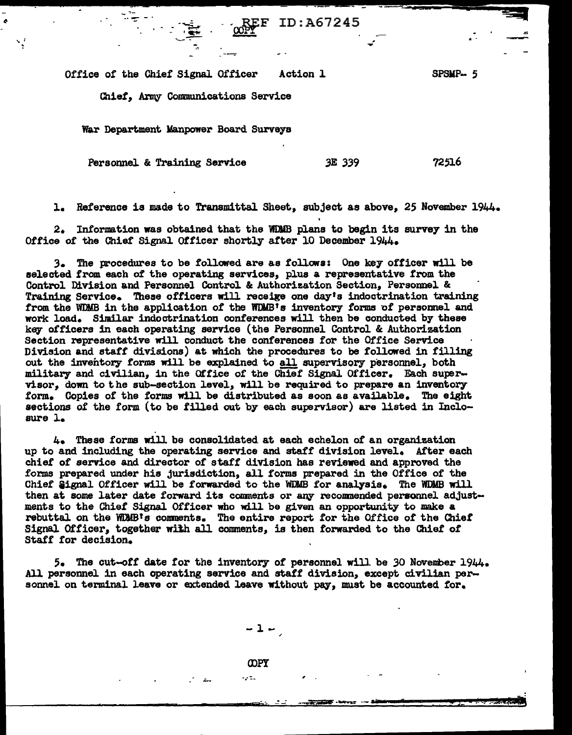REF ID:A67245

COPY

Office of the Chief Signal Officer     Action 1     SPSMP- 5

Chief, Army Communications Service

War Department Manpower Board Surveys

Personnel & Training Service     3E 339     72516

1. Reference is made to Transmittal Sheet, subject as above, 25 November 1944.

2. Information was obtained that the WDMB plans to begin its survey in the Office of the Chief Signal Officer shortly after 10 December 1944.

3. The procedures to be followed are as follows: One key officer will be selected from each of the operating services, plus a representative from the Control Division and Personnel Control & Authorization Section, Personnel & Training Service. These officers will receive one day's indoctrination training from the WDMB in the application of the WDMB's inventory forms of personnel and work load. Similar indoctrination conferences will then be conducted by these key officers in each operating service (the Personnel Control & Authorization Section representative will conduct the conferences for the Office Service Division and staff divisions) at which the procedures to be followed in filling out the inventory forms will be explained to all supervisory personnel, both military and civilian, in the Office of the Chief Signal Officer. Each supervisor, down to the sub-section level, will be required to prepare an inventory form. Copies of the forms will be distributed as soon as available. The eight sections of the form (to be filled out by each supervisor) are listed in Inclosure 1.

4. These forms will be consolidated at each echelon of an organization up to and including the operating service and staff division level. After each chief of service and director of staff division has reviewed and approved the forms prepared under his jurisdiction, all forms prepared in the Office of the Chief Signal Officer will be forwarded to the WDMB for analysis. The WDMB will then at some later date forward its comments or any recommended personnel adjustments to the Chief Signal Officer who will be given an opportunity to make a rebuttal on the WDMB's comments. The entire report for the Office of the Chief Signal Officer, together with all comments, is then forwarded to the Chief of Staff for decision.

5. The cut-off date for the inventory of personnel will be 30 November 1944. All personnel in each operating service and staff division, except civilian personnel on terminal leave or extended leave without pay, must be accounted for.

COPY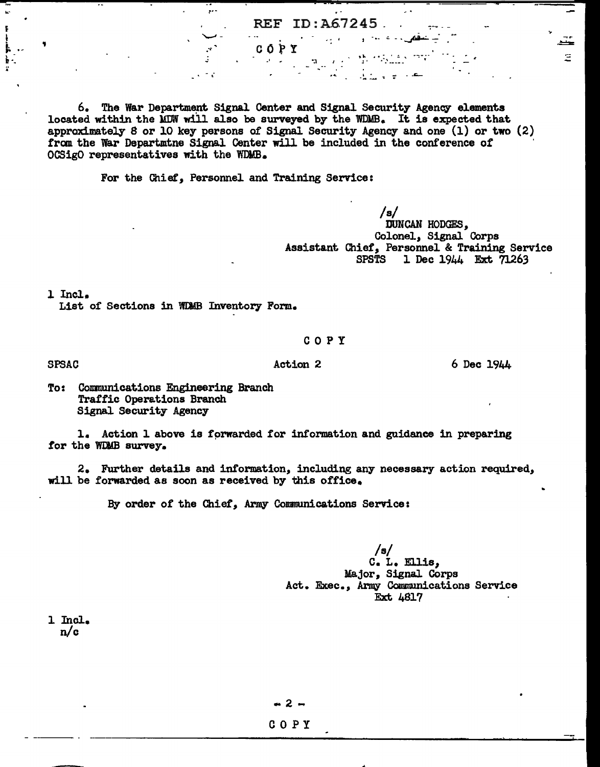REF ID:A67245

COPY

6. The War Department Signal Center and Signal Security Agency elements located within the MDW will also be surveyed by the WDMB. It is expected that approximately 8 or 10 key persons of Signal Security Agency and one (1) or two (2) from the War Departmtne Signal Center will be included in the conference of OCSigO representatives with the WDMB.

For the Chief, Personnel and Training Service:

/s/
DUNCAN HODGES,
Colonel, Signal Corps
Assistant Chief, Personnel & Training Service
SPSTS 1 Dec 1944 Ext 71263

1 Incl.
List of Sections in WDMB Inventory Form.

COPY

SPSAC Action 2 6 Dec 1944

To: Communications Engineering Branch
Traffic Operations Branch
Signal Security Agency

1. Action 1 above is forwarded for information and guidance in preparing for the WDMB survey.

2. Further details and information, including any necessary action required, will be forwarded as soon as received by this office.

By order of the Chief, Army Communications Service:

/s/
C. L. Ellis,
Major, Signal Corps
Act. Exec., Army Communications Service
Ext 4817

1 Incl.
n/c

COPY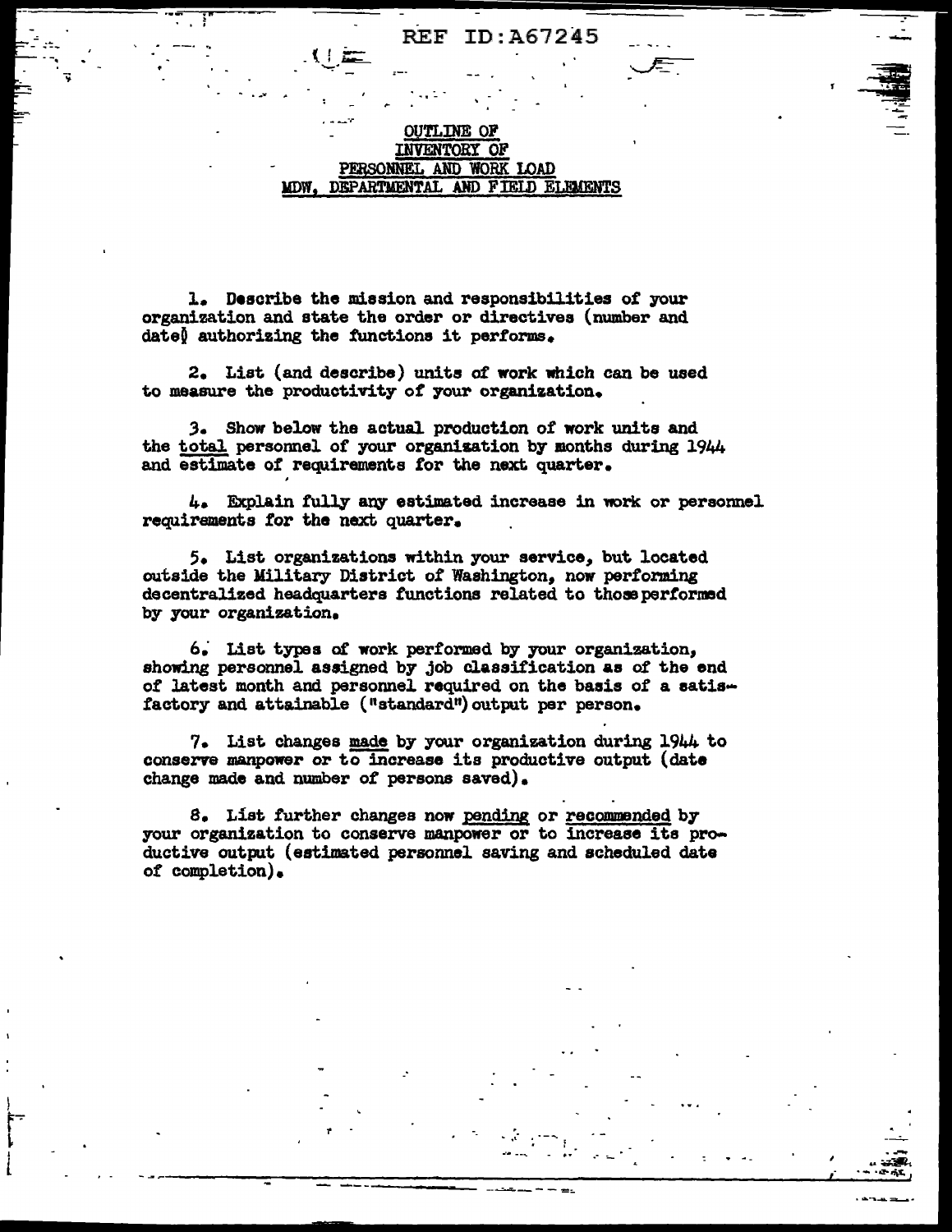REF ID:A67245

# OUTLINE OF INVENTORY OF PERSONNEL AND WORK LOAD MDW, DEPARTMENTAL AND FIELD ELEMENTS

1. Describe the mission and responsibilities of your organization and state the order or directives (number and date) authorizing the functions it performs.

2. List (and describe) units of work which can be used to measure the productivity of your organization.

3. Show below the actual production of work units and the total personnel of your organization by months during 1944 and estimate of requirements for the next quarter.

4. Explain fully any estimated increase in work or personnel requirements for the next quarter.

5. List organizations within your service, but located outside the Military District of Washington, now performing decentralized headquarters functions related to those performed by your organization.

6. List types of work performed by your organization, showing personnel assigned by job classification as of the end of latest month and personnel required on the basis of a satisfactory and attainable ("standard") output per person.

7. List changes made by your organization during 1944 to conserve manpower or to increase its productive output (date change made and number of persons saved).

8. List further changes now pending or recommended by your organization to conserve manpower or to increase its productive output (estimated personnel saving and scheduled date of completion).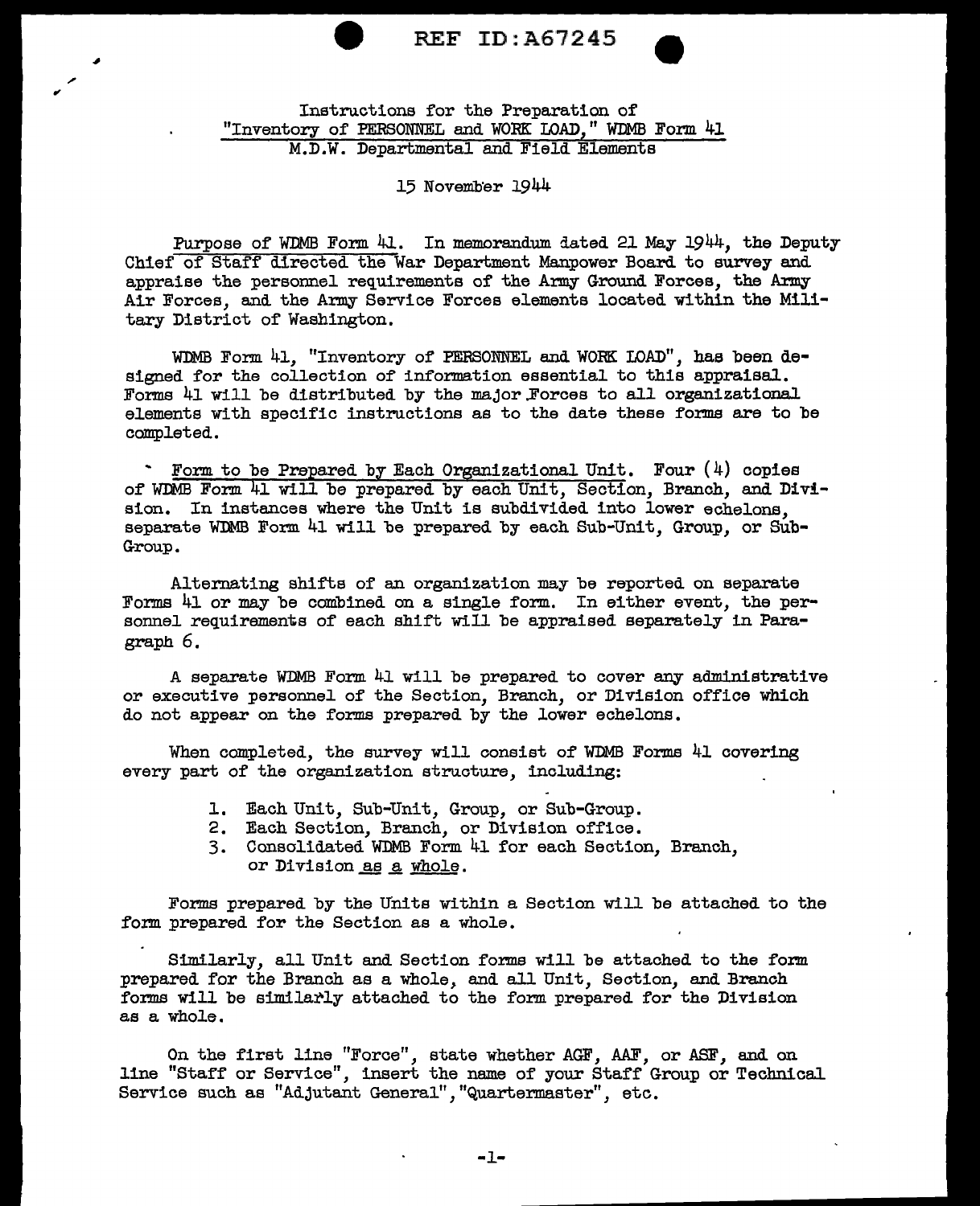REF ID:A67245

Instructions for the Preparation of
"Inventory of PERSONNEL and WORK LOAD," WDMB Form 41
M.D.W. Departmental and Field Elements

15 November 1944

Purpose of WDMB Form 41. In memorandum dated 21 May 1944, the Deputy Chief of Staff directed the War Department Manpower Board to survey and appraise the personnel requirements of the Army Ground Forces, the Army Air Forces, and the Army Service Forces elements located within the Military District of Washington.

WDMB Form 41, "Inventory of PERSONNEL and WORK LOAD", has been designed for the collection of information essential to this appraisal. Forms 41 will be distributed by the major Forces to all organizational elements with specific instructions as to the date these forms are to be completed.

Form to be Prepared by Each Organizational Unit. Four (4) copies of WDMB Form 41 will be prepared by each Unit, Section, Branch, and Division. In instances where the Unit is subdivided into lower echelons, separate WDMB Form 41 will be prepared by each Sub-Unit, Group, or Sub-Group.

Alternating shifts of an organization may be reported on separate Forms 41 or may be combined on a single form. In either event, the personnel requirements of each shift will be appraised separately in Paragraph 6.

A separate WDMB Form 41 will be prepared to cover any administrative or executive personnel of the Section, Branch, or Division office which do not appear on the forms prepared by the lower echelons.

When completed, the survey will consist of WDMB Forms 41 covering every part of the organization structure, including:

1. Each Unit, Sub-Unit, Group, or Sub-Group.
2. Each Section, Branch, or Division office.
3. Consolidated WDMB Form 41 for each Section, Branch, or Division as a whole.

Forms prepared by the Units within a Section will be attached to the form prepared for the Section as a whole.

Similarly, all Unit and Section forms will be attached to the form prepared for the Branch as a whole, and all Unit, Section, and Branch forms will be similarly attached to the form prepared for the Division as a whole.

On the first line "Force", state whether AGF, AAF, or ASF, and on line "Staff or Service", insert the name of your Staff Group or Technical Service such as "Adjutant General", "Quartermaster", etc.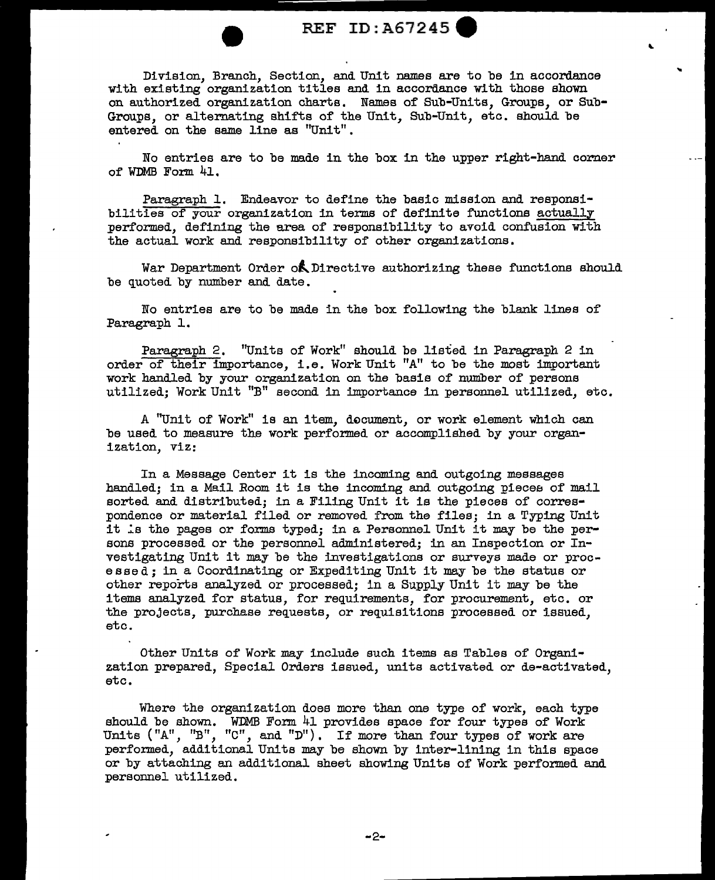Division, Branch, Section, and Unit names are to be in accordance with existing organization titles and in accordance with those shown on authorized organization charts. Names of Sub-Units, Groups, or Sub-Groups, or alternating shifts of the Unit, Sub-Unit, etc. should be entered on the same line as "Unit".

No entries are to be made in the box in the upper right-hand corner of WDMB Form 41.

Paragraph 1. Endeavor to define the basic mission and responsibilities of your organization in terms of definite functions actually performed, defining the area of responsibility to avoid confusion with the actual work and responsibility of other organizations.

War Department Order or Directive authorizing these functions should be quoted by number and date.

No entries are to be made in the box following the blank lines of Paragraph 1.

Paragraph 2. "Units of Work" should be listed in Paragraph 2 in order of their importance, i.e. Work Unit "A" to be the most important work handled by your organization on the basis of number of persons utilized; Work Unit "B" second in importance in personnel utilized, etc.

A "Unit of Work" is an item, document, or work element which can be used to measure the work performed or accomplished by your organization, viz:

In a Message Center it is the incoming and outgoing messages handled; in a Mail Room it is the incoming and outgoing pieces of mail sorted and distributed; in a Filing Unit it is the pieces of correspondence or material filed or removed from the files; in a Typing Unit it is the pages or forms typed; in a Personnel Unit it may be the persons processed or the personnel administered; in an Inspection or Investigating Unit it may be the investigations or surveys made or processed; in a Coordinating or Expediting Unit it may be the status or other reports analyzed or processed; in a Supply Unit it may be the items analyzed for status, for requirements, for procurement, etc. or the projects, purchase requests, or requisitions processed or issued, etc.

Other Units of Work may include such items as Tables of Organization prepared, Special Orders issued, units activated or de-activated, etc.

Where the organization does more than one type of work, each type should be shown. WDMB Form 41 provides space for four types of Work Units ("A", "B", "C", and "D"). If more than four types of work are performed, additional Units may be shown by inter-lining in this space or by attaching an additional sheet showing Units of Work performed and personnel utilized.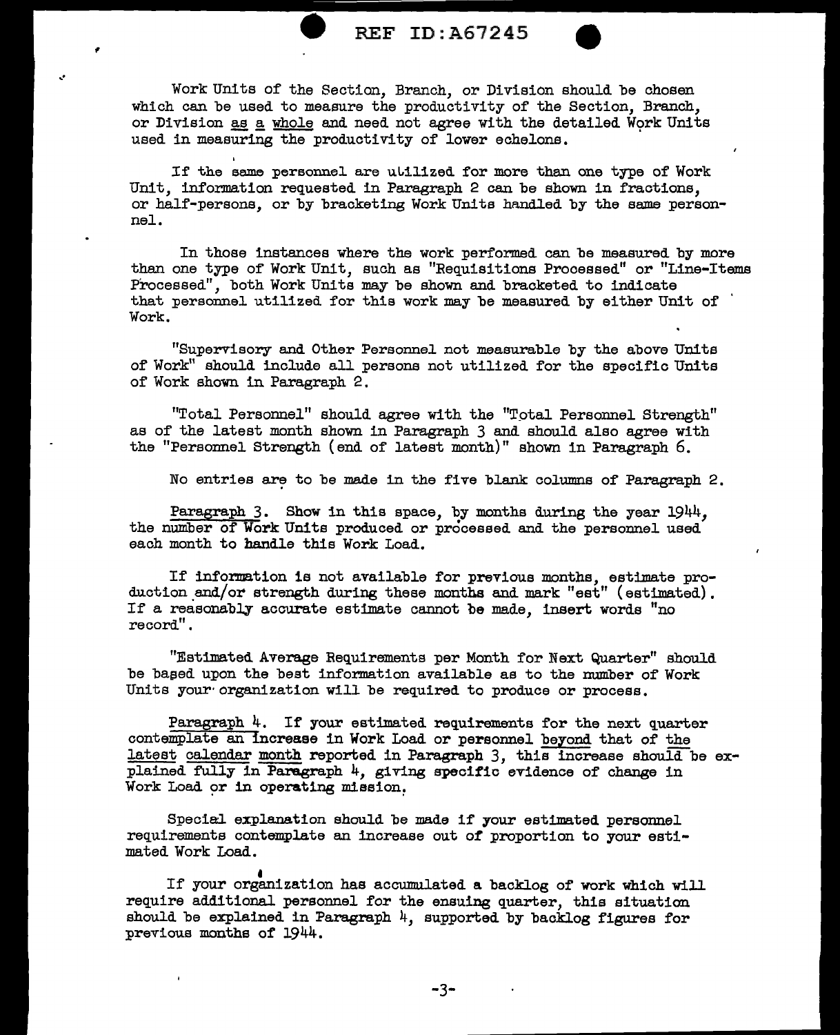Work Units of the Section, Branch, or Division should be chosen which can be used to measure the productivity of the Section, Branch, or Division as a whole and need not agree with the detailed Work Units used in measuring the productivity of lower echelons.

If the same personnel are utilized for more than one type of Work Unit, information requested in Paragraph 2 can be shown in fractions, or half-persons, or by bracketing Work Units handled by the same personnel.

In those instances where the work performed can be measured by more than one type of Work Unit, such as "Requisitions Processed" or "Line-Items Processed", both Work Units may be shown and bracketed to indicate that personnel utilized for this work may be measured by either Unit of Work.

"Supervisory and Other Personnel not measurable by the above Units of Work" should include all persons not utilized for the specific Units of Work shown in Paragraph 2.

"Total Personnel" should agree with the "Total Personnel Strength" as of the latest month shown in Paragraph 3 and should also agree with the "Personnel Strength (end of latest month)" shown in Paragraph 6.

No entries are to be made in the five blank columns of Paragraph 2.

Paragraph 3. Show in this space, by months during the year 1944, the number of Work Units produced or processed and the personnel used each month to handle this Work Load.

If information is not available for previous months, estimate production and/or strength during these months and mark "est" (estimated). If a reasonably accurate estimate cannot be made, insert words "no record".

"Estimated Average Requirements per Month for Next Quarter" should be based upon the best information available as to the number of Work Units your organization will be required to produce or process.

Paragraph 4. If your estimated requirements for the next quarter contemplate an increase in Work Load or personnel beyond that of the latest calendar month reported in Paragraph 3, this increase should be explained fully in Paragraph 4, giving specific evidence of change in Work Load or in operating mission.

Special explanation should be made if your estimated personnel requirements contemplate an increase out of proportion to your estimated Work Load.

If your organization has accumulated a backlog of work which will require additional personnel for the ensuing quarter, this situation should be explained in Paragraph 4, supported by backlog figures for previous months of 1944.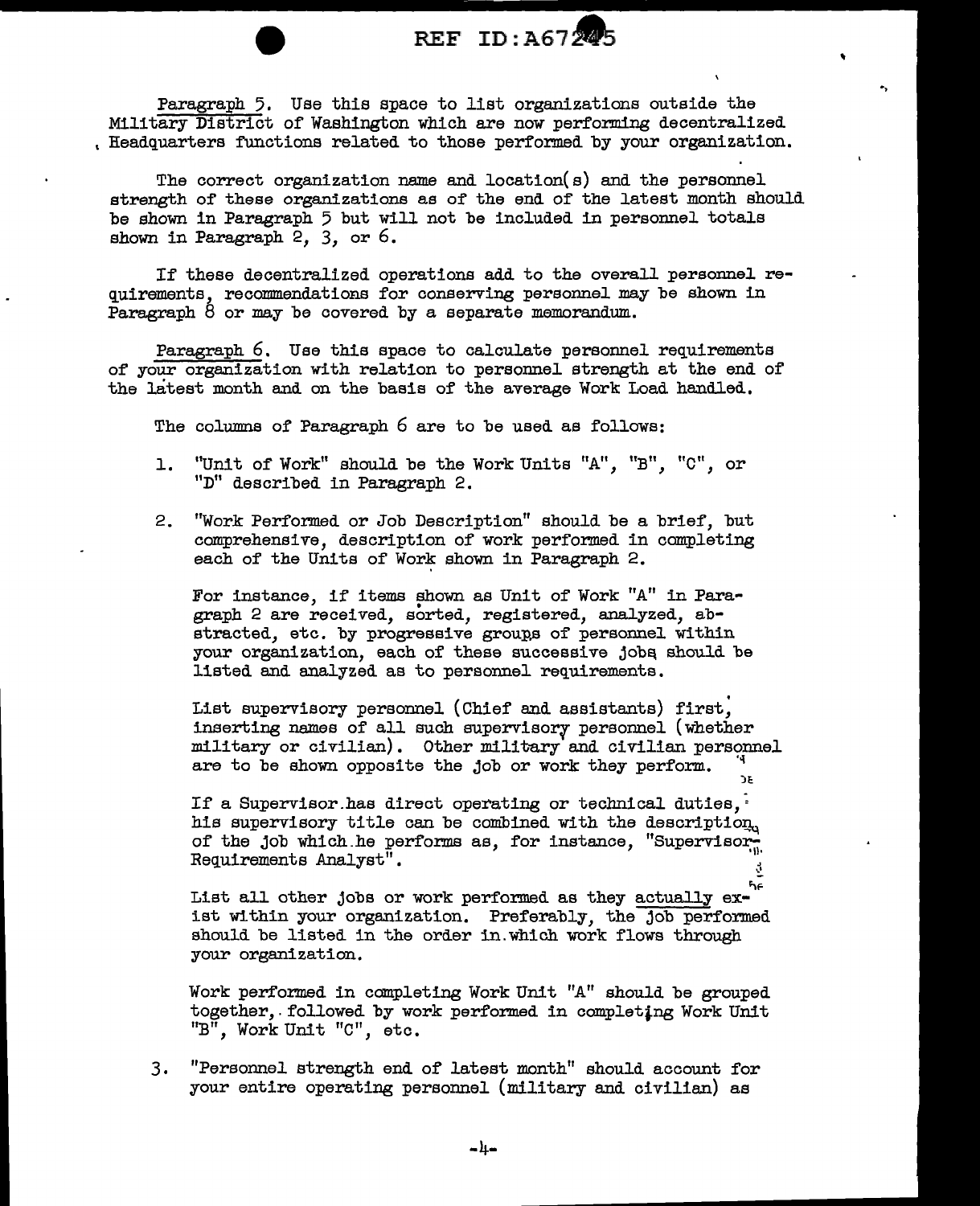<u>Paragraph 5</u>. Use this space to list organizations outside the <u>Military District</u> of Washington which are now performing decentralized Headquarters functions related to those performed by your organization.

The correct organization name and location(s) and the personnel strength of these organizations as of the end of the latest month should be shown in Paragraph 5 but will not be included in personnel totals shown in Paragraph 2, 3, or 6.

If these decentralized operations add to the overall personnel requirements, recommendations for conserving personnel may be shown in Paragraph 8 or may be covered by a separate memorandum.

<u>Paragraph 6</u>. Use this space to calculate personnel requirements of <u>your organization</u> with relation to personnel strength at the end of the latest month and on the basis of the average Work Load handled.

The columns of Paragraph 6 are to be used as follows:

1. "Unit of Work" should be the Work Units "A", "B", "C", or "D" described in Paragraph 2.

2. "Work Performed or Job Description" should be a brief, but comprehensive, description of work performed in completing each of the Units of Work shown in Paragraph 2.

   For instance, if items shown as Unit of Work "A" in Paragraph 2 are received, sorted, registered, analyzed, abstracted, etc. by progressive groups of personnel within your organization, each of these successive jobs should be listed and analyzed as to personnel requirements.

   List supervisory personnel (Chief and assistants) first, inserting names of all such supervisory personnel (whether military or civilian). Other military and civilian personnel are to be shown opposite the job or work they perform.

   If a Supervisor has direct operating or technical duties, his supervisory title can be combined with the description of the job which he performs as, for instance, "Supervisor-Requirements Analyst".

   List all other jobs or work performed as they <u>actually</u> exist within your organization. Preferably, the <u>job performed</u> should be listed in the order in which work flows through your organization.

   Work performed in completing Work Unit "A" should be grouped together, followed by work performed in completing Work Unit "B", Work Unit "C", etc.

3. "Personnel strength end of latest month" should account for your entire operating personnel (military and civilian) as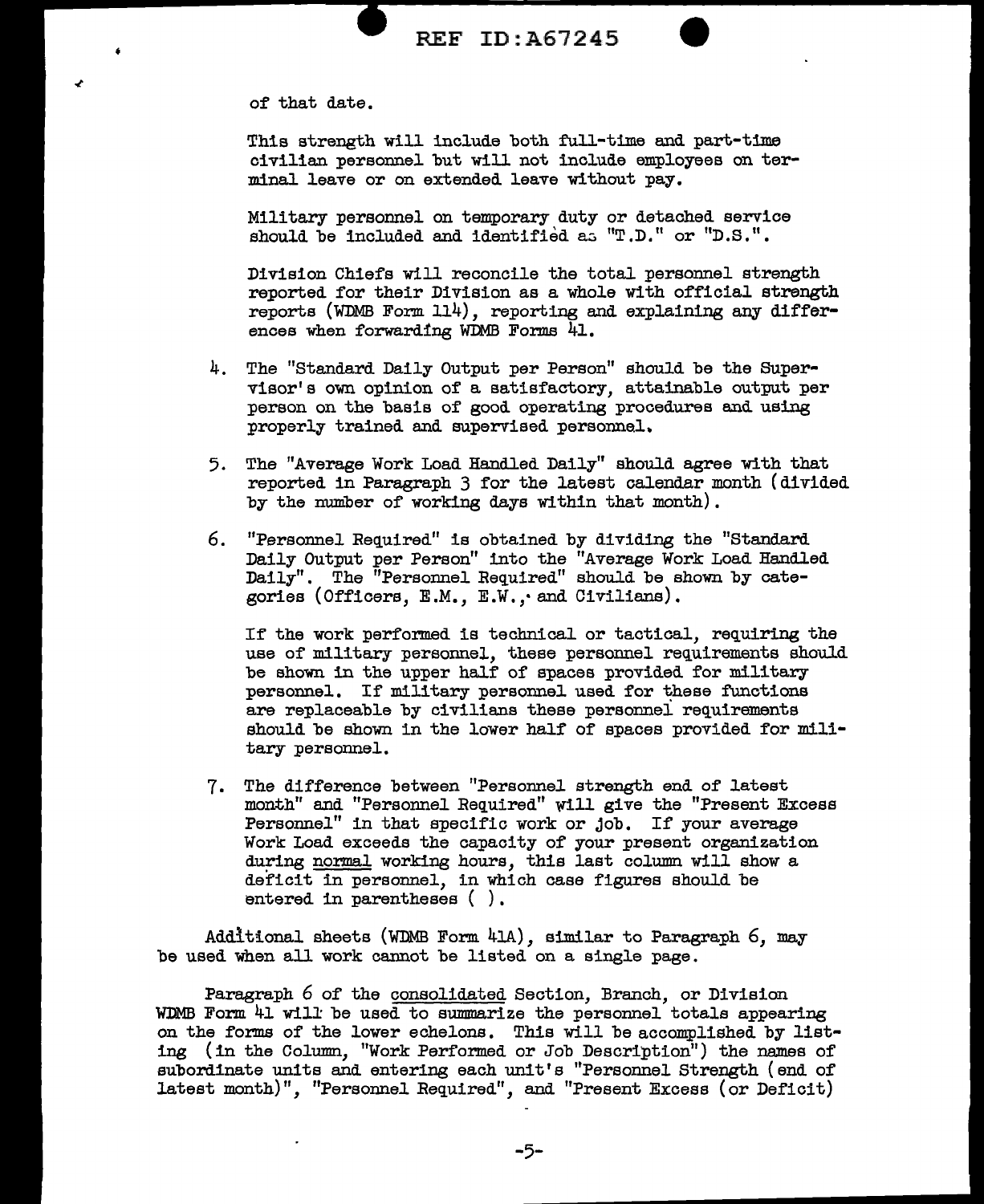of that date.

This strength will include both full-time and part-time civilian personnel but will not include employees on terminal leave or on extended leave without pay.

Military personnel on temporary duty or detached service should be included and identified as "T.D." or "D.S.".

Division Chiefs will reconcile the total personnel strength reported for their Division as a whole with official strength reports (WDMB Form 114), reporting and explaining any differences when forwarding WDMB Forms 41.

4. The "Standard Daily Output per Person" should be the Supervisor's own opinion of a satisfactory, attainable output per person on the basis of good operating procedures and using properly trained and supervised personnel.

5. The "Average Work Load Handled Daily" should agree with that reported in Paragraph 3 for the latest calendar month (divided by the number of working days within that month).

6. "Personnel Required" is obtained by dividing the "Standard Daily Output per Person" into the "Average Work Load Handled Daily". The "Personnel Required" should be shown by categories (Officers, E.M., E.W., and Civilians).

   If the work performed is technical or tactical, requiring the use of military personnel, these personnel requirements should be shown in the upper half of spaces provided for military personnel. If military personnel used for these functions are replaceable by civilians these personnel requirements should be shown in the lower half of spaces provided for military personnel.

7. The difference between "Personnel strength end of latest month" and "Personnel Required" will give the "Present Excess Personnel" in that specific work or job. If your average Work Load exceeds the capacity of your present organization during <u>normal</u> working hours, this last column will show a deficit in personnel, in which case figures should be entered in parentheses ( ).

Additional sheets (WDMB Form 41A), similar to Paragraph 6, may be used when all work cannot be listed on a single page.

Paragraph 6 of the <u>consolidated</u> Section, Branch, or Division WDMB Form 41 will be used to <u>summarize</u> the personnel totals appearing on the forms of the lower echelons. This will be accomplished by listing (in the Column, "Work Performed or Job Description") the names of subordinate units and entering each unit's "Personnel Strength (end of latest month)", "Personnel Required", and "Present Excess (or Deficit)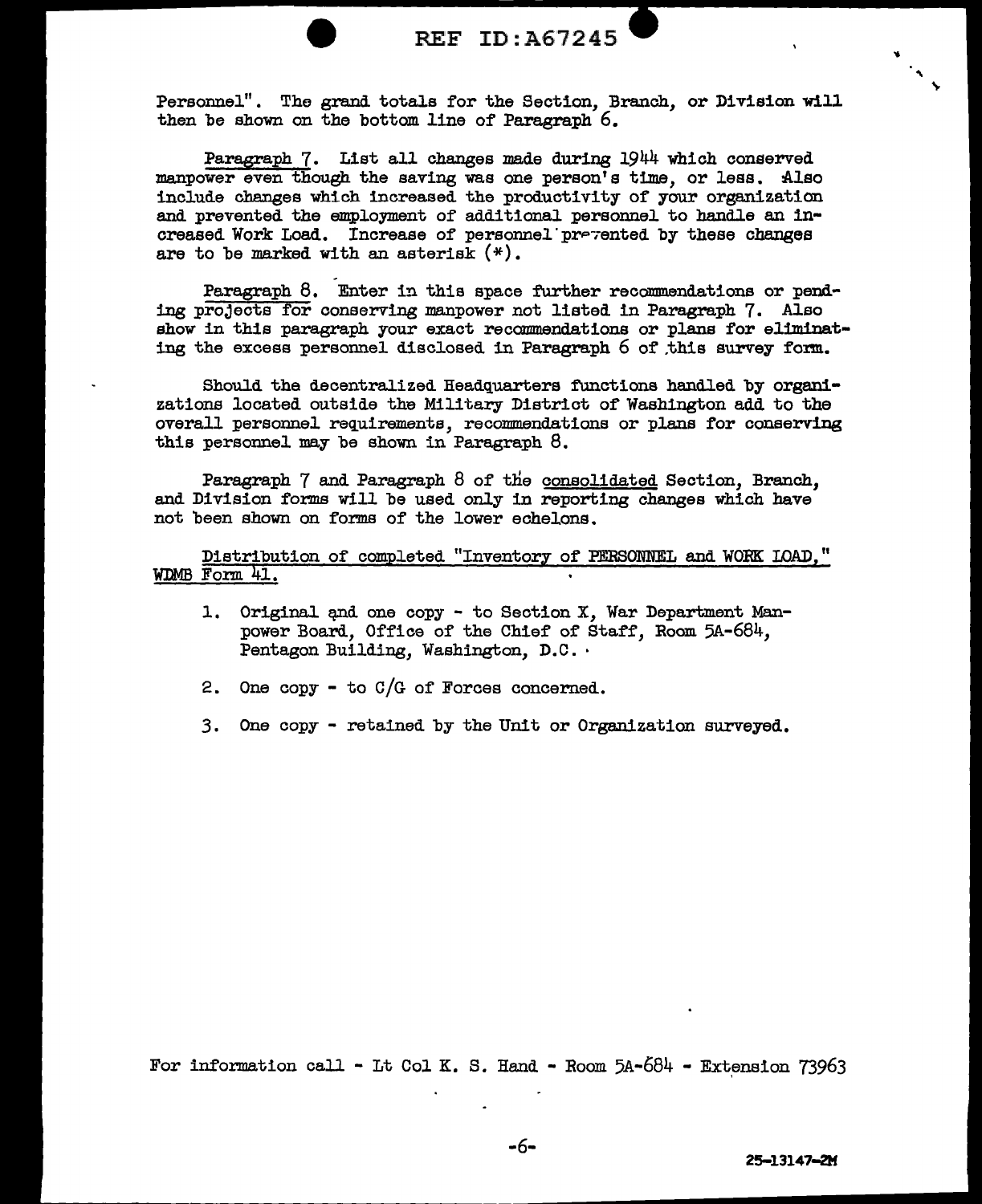Personnel". The grand totals for the Section, Branch, or Division will then be shown on the bottom line of Paragraph 6.

Paragraph 7. List all changes made during 1944 which conserved manpower even though the saving was one person's time, or less. Also include changes which increased the productivity of your organization and prevented the employment of additional personnel to handle an increased Work Load. Increase of personnel prevented by these changes are to be marked with an asterisk (*).

Paragraph 8. Enter in this space further recommendations or pending projects for conserving manpower not listed in Paragraph 7. Also show in this paragraph your exact recommendations or plans for eliminating the excess personnel disclosed in Paragraph 6 of this survey form.

Should the decentralized Headquarters functions handled by organizations located outside the Military District of Washington add to the overall personnel requirements, recommendations or plans for conserving this personnel may be shown in Paragraph 8.

Paragraph 7 and Paragraph 8 of the consolidated Section, Branch, and Division forms will be used only in reporting changes which have not been shown on forms of the lower echelons.

Distribution of completed "Inventory of PERSONNEL and WORK LOAD," WDMB Form 41.

1. Original and one copy - to Section X, War Department Manpower Board, Office of the Chief of Staff, Room 5A-684, Pentagon Building, Washington, D.C.

2. One copy - to C/G of Forces concerned.

3. One copy - retained by the Unit or Organization surveyed.

For information call - Lt Col K. S. Hand - Room 5A-684 - Extension 73963

25-13147-2M